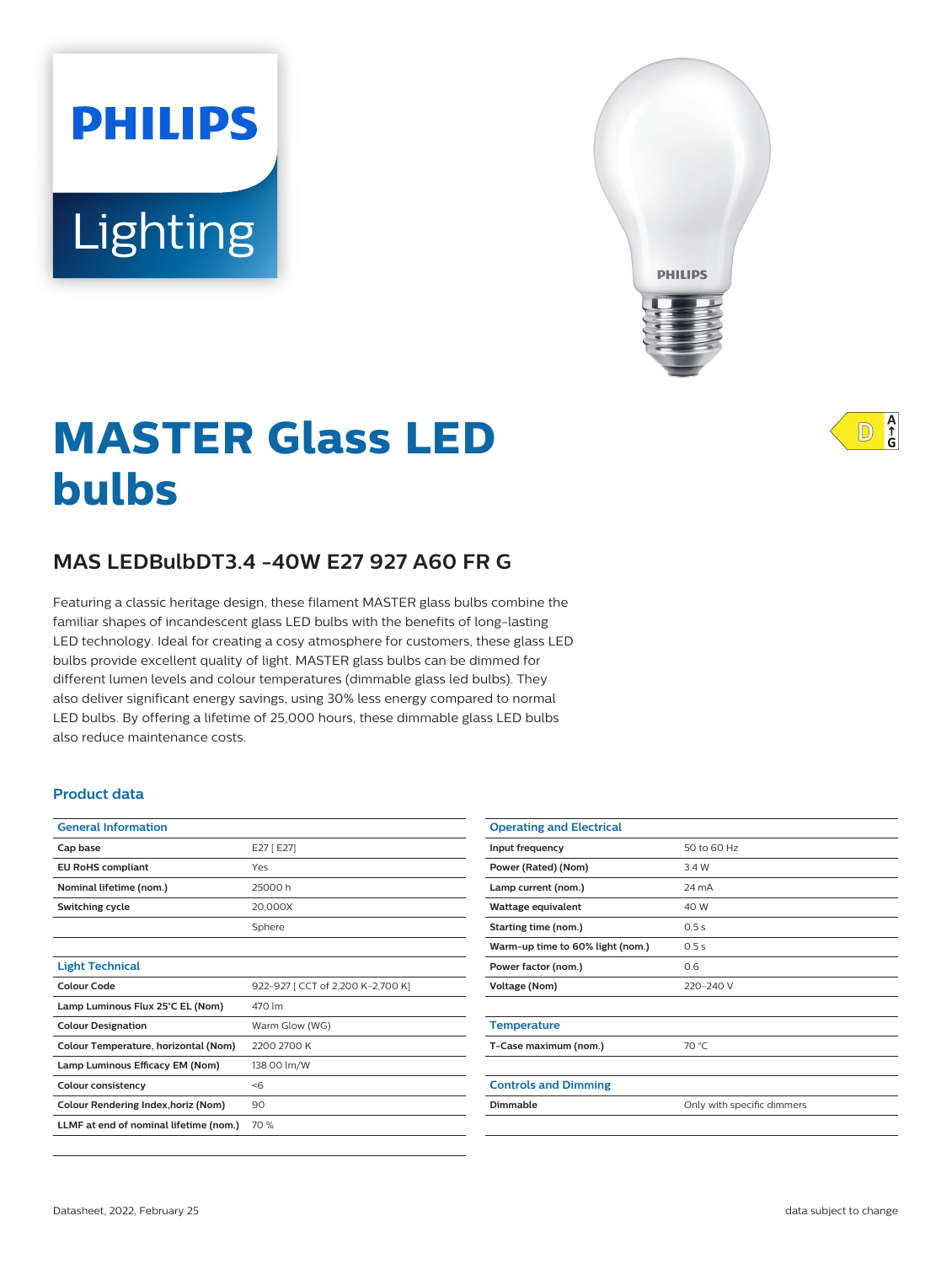PHILIPS

Lighting

# MASTER Glass LED bulbs

## MAS LEDBulbDT3.4 -40W E27 927 A60 FR G

Featuring a classic heritage design, these filament MASTER glass bulbs combine the familiar shapes of incandescent glass LED bulbs with the benefits of long-lasting LED technology. Ideal for creating a cosy atmosphere for customers, these glass LED bulbs provide excellent quality of light. MASTER glass bulbs can be dimmed for different lumen levels and colour temperatures (dimmable glass led bulbs). They also deliver significant energy savings, using 30% less energy compared to normal LED bulbs. By offering a lifetime of 25,000 hours, these dimmable glass LED bulbs also reduce maintenance costs.

### Product data

| General Information | |
|---|---|
| **Cap base** | E27 [ E27] |
| **EU RoHS compliant** | Yes |
| **Nominal lifetime (nom.)** | 25000 h |
| **Switching cycle** | 20,000X |
| | Sphere |

| Light Technical | |
|---|---|
| **Colour Code** | 922-927 [ CCT of 2,200 K-2,700 K] |
| **Lamp Luminous Flux 25°C EL (Nom)** | 470 lm |
| **Colour Designation** | Warm Glow (WG) |
| **Colour Temperature, horizontal (Nom)** | 2200 2700 K |
| **Lamp Luminous Efficacy EM (Nom)** | 138.00 lm/W |
| **Colour consistency** | <6 |
| **Colour Rendering Index,horiz (Nom)** | 90 |
| **LLMF at end of nominal lifetime (nom.)** | 70 % |

| Operating and Electrical | |
|---|---|
| **Input frequency** | 50 to 60 Hz |
| **Power (Rated) (Nom)** | 3.4 W |
| **Lamp current (nom.)** | 24 mA |
| **Wattage equivalent** | 40 W |
| **Starting time (nom.)** | 0.5 s |
| **Warm-up time to 60% light (nom.)** | 0.5 s |
| **Power factor (nom.)** | 0.6 |
| **Voltage (Nom)** | 220-240 V |

| Temperature | |
|---|---|
| **T-Case maximum (nom.)** | 70 °C |

| Controls and Dimming | |
|---|---|
| **Dimmable** | Only with specific dimmers |

Datasheet, 2022, February 25

data subject to change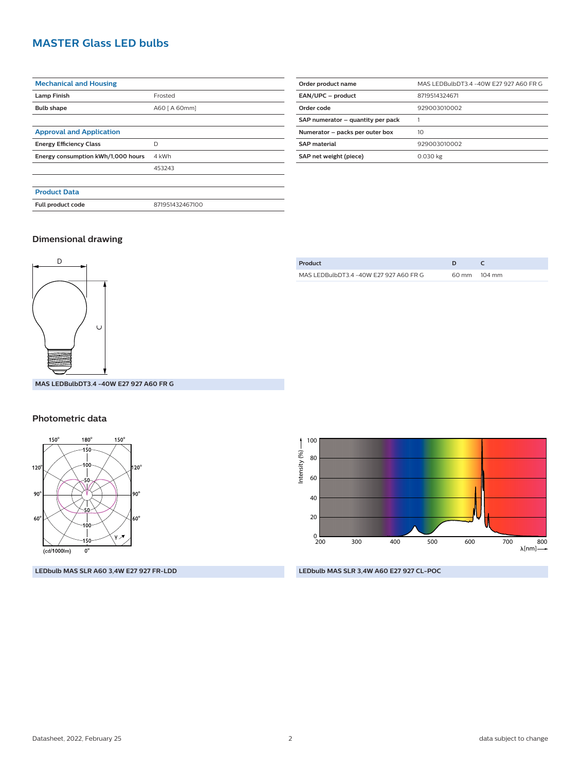# MASTER Glass LED bulbs

| Mechanical and Housing | |
|---|---|
| Lamp Finish | Frosted |
| Bulb shape | A60 [ A 60mm] |

| Approval and Application | |
|---|---|
| Energy Efficiency Class | D |
| Energy consumption kWh/1,000 hours | 4 kWh |
| | 453243 |

| Product Data | |
|---|---|
| Full product code | 871951432467100 |

| | |
|---|---|
| Order product name | MAS LEDBulbDT3.4 -40W E27 927 A60 FR G |
| EAN/UPC – product | 8719514324671 |
| Order code | 929003010002 |
| SAP numerator – quantity per pack | 1 |
| Numerator – packs per outer box | 10 |
| SAP material | 929003010002 |
| SAP net weight (piece) | 0.030 kg |

## Dimensional drawing

MAS LEDBulbDT3.4 -40W E27 927 A60 FR G

| Product | D | C |
|---|---|---|
| MAS LEDBulbDT3.4 -40W E27 927 A60 FR G | 60 mm | 104 mm |

## Photometric data

LEDbulb MAS SLR A60 3,4W E27 927 FR-LDD

LEDbulb MAS SLR 3,4W A60 E27 927 CL-POC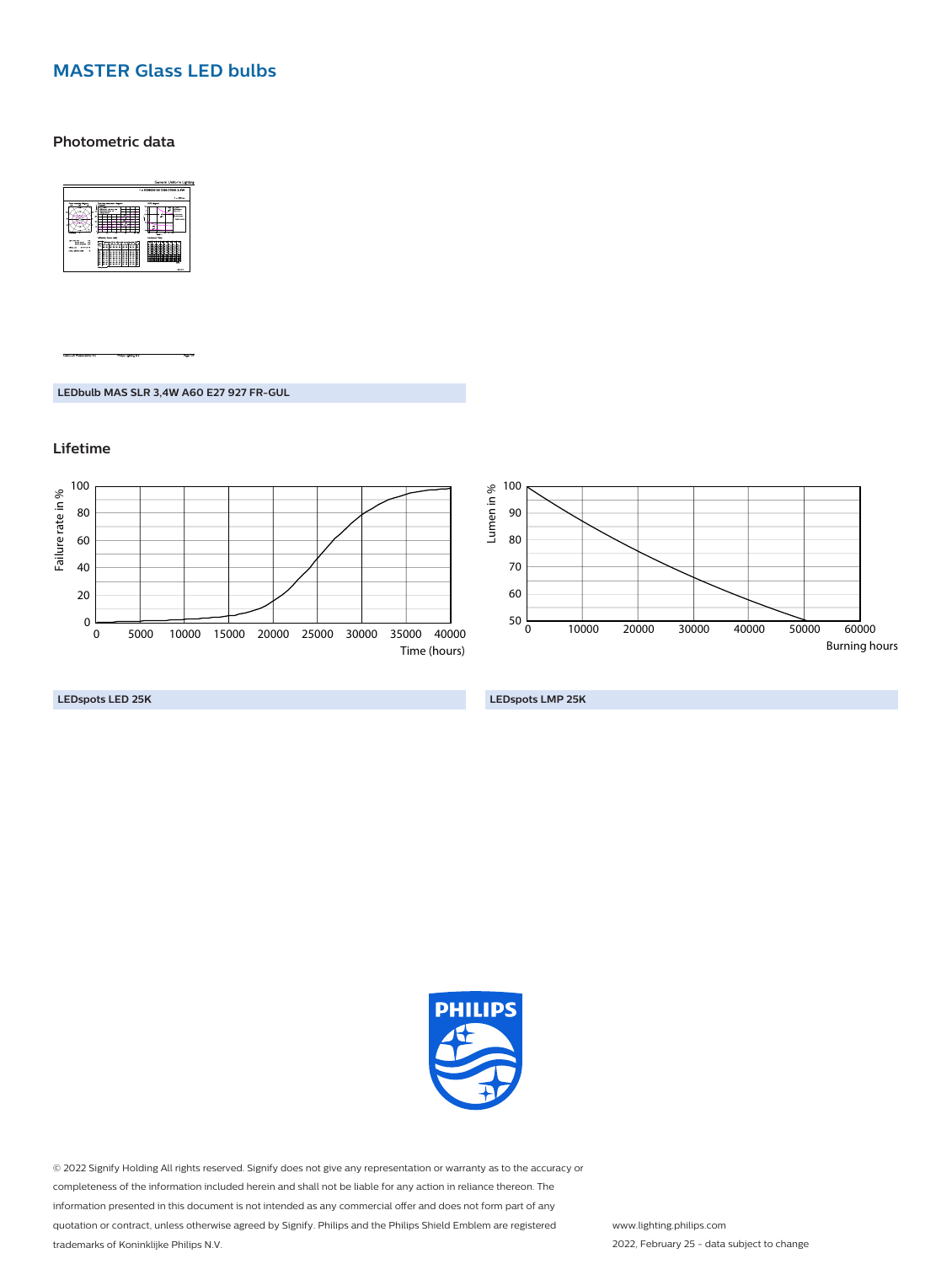## MASTER Glass LED bulbs

### Photometric data

LEDbulb MAS SLR 3,4W A60 E27 927 FR-GUL

### Lifetime

Failure rate in %

100
80
60
40
20
0

0 5000 10000 15000 20000 25000 30000 35000 40000

Time (hours)

Lumen in %

100
90
80
70
60
50

0 10000 20000 30000 40000 50000 60000

Burning hours

LEDspots LED 25K

LEDspots LMP 25K

© 2022 Signify Holding All rights reserved. Signify does not give any representation or warranty as to the accuracy or completeness of the information included herein and shall not be liable for any action in reliance thereon. The information presented in this document is not intended as any commercial offer and does not form part of any quotation or contract, unless otherwise agreed by Signify. Philips and the Philips Shield Emblem are registered trademarks of Koninklijke Philips N.V.

www.lighting.philips.com

2022, February 25 - data subject to change